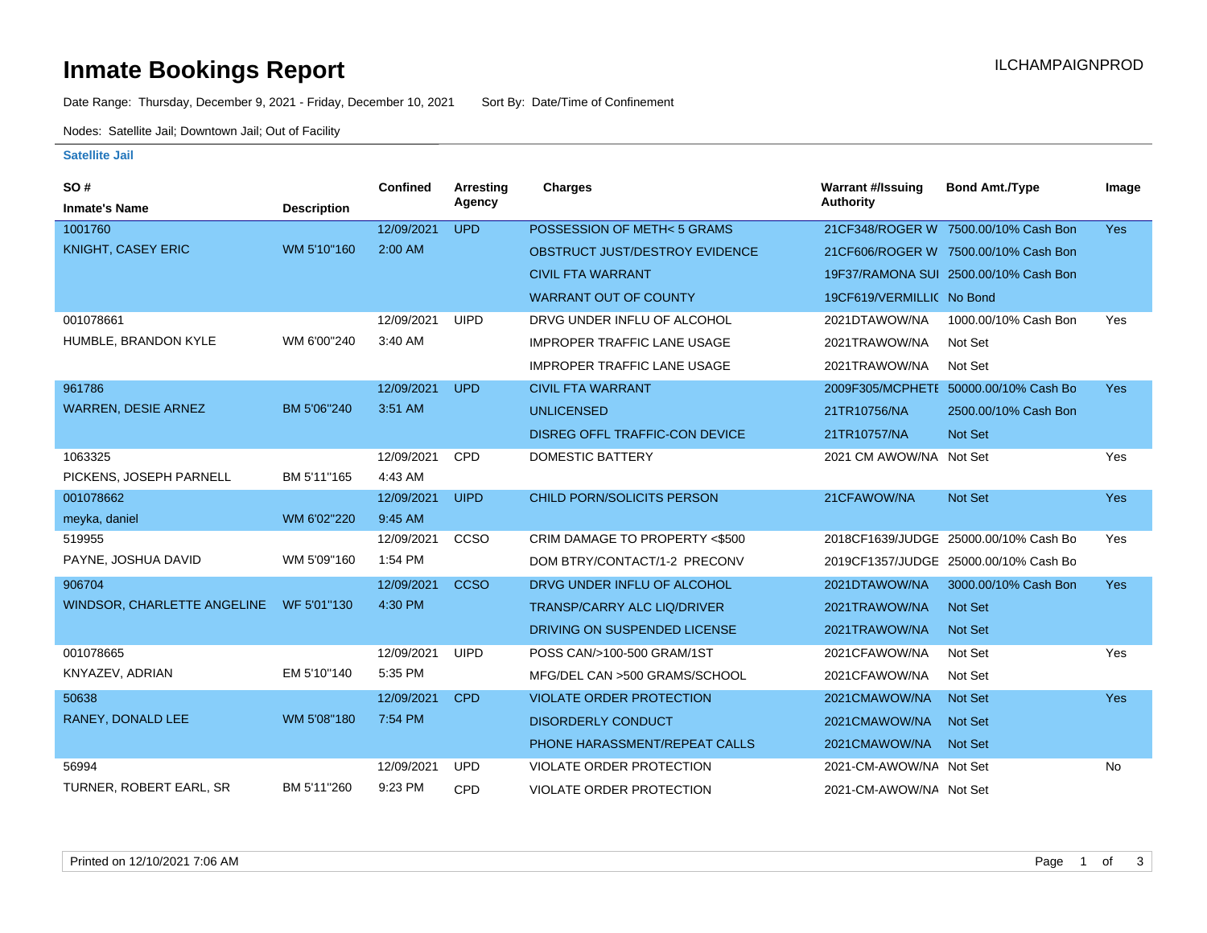# Inmate Bookings Report

ILCHAMPAIGNPROD

Date Range: Thursday, December 9, 2021 - Friday, December 10, 2021 Sort By: Date/Time of Confinement

Nodes: Satellite Jail; Downtown Jail; Out of Facility

### Satellite Jail

| SO # / Inmate's Name | Description | Confined | Arresting Agency | Charges | Warrant #/Issuing Authority | Bond Amt./Type | Image |
|---|---|---|---|---|---|---|---|
| 1001760 | | 12/09/2021 | UPD | POSSESSION OF METH< 5 GRAMS | 21CF348/ROGER W | 7500.00/10% Cash Bon | Yes |
| KNIGHT, CASEY ERIC | WM 5'10"160 | 2:00 AM | | OBSTRUCT JUST/DESTROY EVIDENCE | 21CF606/ROGER W | 7500.00/10% Cash Bon | |
| | | | | CIVIL FTA WARRANT | 19F37/RAMONA SUI | 2500.00/10% Cash Bon | |
| | | | | WARRANT OUT OF COUNTY | 19CF619/VERMILLIC | No Bond | |
| 001078661 | | 12/09/2021 | UIPD | DRVG UNDER INFLU OF ALCOHOL | 2021DTAWOW/NA | 1000.00/10% Cash Bon | Yes |
| HUMBLE, BRANDON KYLE | WM 6'00"240 | 3:40 AM | | IMPROPER TRAFFIC LANE USAGE | 2021TRAWOW/NA | Not Set | |
| | | | | IMPROPER TRAFFIC LANE USAGE | 2021TRAWOW/NA | Not Set | |
| 961786 | | 12/09/2021 | UPD | CIVIL FTA WARRANT | 2009F305/MCPHETE | 50000.00/10% Cash Bo | Yes |
| WARREN, DESIE ARNEZ | BM 5'06"240 | 3:51 AM | | UNLICENSED | 21TR10756/NA | 2500.00/10% Cash Bon | |
| | | | | DISREG OFFL TRAFFIC-CON DEVICE | 21TR10757/NA | Not Set | |
| 1063325 | | 12/09/2021 | CPD | DOMESTIC BATTERY | 2021 CM AWOW/NA | Not Set | Yes |
| PICKENS, JOSEPH PARNELL | BM 5'11"165 | 4:43 AM | | | | | |
| 001078662 | | 12/09/2021 | UIPD | CHILD PORN/SOLICITS PERSON | 21CFAWOW/NA | Not Set | Yes |
| meyka, daniel | WM 6'02"220 | 9:45 AM | | | | | |
| 519955 | | 12/09/2021 | CCSO | CRIM DAMAGE TO PROPERTY <$500 | 2018CF1639/JUDGE | 25000.00/10% Cash Bo | Yes |
| PAYNE, JOSHUA DAVID | WM 5'09"160 | 1:54 PM | | DOM BTRY/CONTACT/1-2 PRECONV | 2019CF1357/JUDGE | 25000.00/10% Cash Bo | |
| 906704 | | 12/09/2021 | CCSO | DRVG UNDER INFLU OF ALCOHOL | 2021DTAWOW/NA | 3000.00/10% Cash Bon | Yes |
| WINDSOR, CHARLETTE ANGELINE | WF 5'01"130 | 4:30 PM | | TRANSP/CARRY ALC LIQ/DRIVER | 2021TRAWOW/NA | Not Set | |
| | | | | DRIVING ON SUSPENDED LICENSE | 2021TRAWOW/NA | Not Set | |
| 001078665 | | 12/09/2021 | UIPD | POSS CAN/>100-500 GRAM/1ST | 2021CFAWOW/NA | Not Set | Yes |
| KNYAZEV, ADRIAN | EM 5'10"140 | 5:35 PM | | MFG/DEL CAN >500 GRAMS/SCHOOL | 2021CFAWOW/NA | Not Set | |
| 50638 | | 12/09/2021 | CPD | VIOLATE ORDER PROTECTION | 2021CMAWOW/NA | Not Set | Yes |
| RANEY, DONALD LEE | WM 5'08"180 | 7:54 PM | | DISORDERLY CONDUCT | 2021CMAWOW/NA | Not Set | |
| | | | | PHONE HARASSMENT/REPEAT CALLS | 2021CMAWOW/NA | Not Set | |
| 56994 | | 12/09/2021 | UPD | VIOLATE ORDER PROTECTION | 2021-CM-AWOW/NA | Not Set | No |
| TURNER, ROBERT EARL, SR | BM 5'11"260 | 9:23 PM | CPD | VIOLATE ORDER PROTECTION | 2021-CM-AWOW/NA | Not Set | |

Printed on 12/10/2021 7:06 AM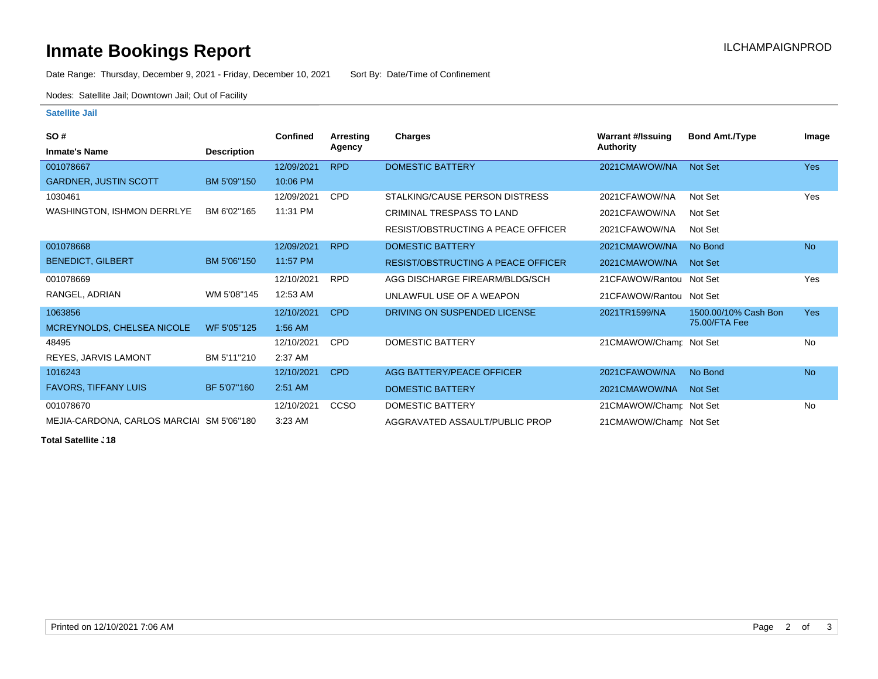# Inmate Bookings Report

ILCHAMPAIGNPROD

Date Range: Thursday, December 9, 2021 - Friday, December 10, 2021 Sort By: Date/Time of Confinement

Nodes: Satellite Jail; Downtown Jail; Out of Facility

### Satellite Jail

| SO # / Inmate's Name | Description | Confined | Arresting Agency | Charges | Warrant #/Issuing Authority | Bond Amt./Type | Image |
|---|---|---|---|---|---|---|---|
| 001078667 GARDNER, JUSTIN SCOTT | BM 5'09"150 | 12/09/2021 10:06 PM | RPD | DOMESTIC BATTERY | 2021CMAWOW/NA | Not Set | Yes |
| 1030461 WASHINGTON, ISHMON DERRLYE | BM 6'02"165 | 12/09/2021 11:31 PM | CPD | STALKING/CAUSE PERSON DISTRESS | 2021CFAWOW/NA | Not Set | Yes |
| | | | | CRIMINAL TRESPASS TO LAND | 2021CFAWOW/NA | Not Set | |
| | | | | RESIST/OBSTRUCTING A PEACE OFFICER | 2021CFAWOW/NA | Not Set | |
| 001078668 BENEDICT, GILBERT | BM 5'06"150 | 12/09/2021 11:57 PM | RPD | DOMESTIC BATTERY | 2021CMAWOW/NA | No Bond | No |
| | | | | RESIST/OBSTRUCTING A PEACE OFFICER | 2021CMAWOW/NA | Not Set | |
| 001078669 RANGEL, ADRIAN | WM 5'08"145 | 12/10/2021 12:53 AM | RPD | AGG DISCHARGE FIREARM/BLDG/SCH | 21CFAWOW/Rantou | Not Set | Yes |
| | | | | UNLAWFUL USE OF A WEAPON | 21CFAWOW/Rantou | Not Set | |
| 1063856 MCREYNOLDS, CHELSEA NICOLE | WF 5'05"125 | 12/10/2021 1:56 AM | CPD | DRIVING ON SUSPENDED LICENSE | 2021TR1599/NA | 1500.00/10% Cash Bon 75.00/FTA Fee | Yes |
| 48495 REYES, JARVIS LAMONT | BM 5'11"210 | 12/10/2021 2:37 AM | CPD | DOMESTIC BATTERY | 21CMAWOW/Champ | Not Set | No |
| 1016243 FAVORS, TIFFANY LUIS | BF 5'07"160 | 12/10/2021 2:51 AM | CPD | AGG BATTERY/PEACE OFFICER | 2021CFAWOW/NA | No Bond | No |
| | | | | DOMESTIC BATTERY | 2021CMAWOW/NA | Not Set | |
| 001078670 MEJIA-CARDONA, CARLOS MARCIAI | SM 5'06"180 | 12/10/2021 3:23 AM | CCSO | DOMESTIC BATTERY | 21CMAWOW/Champ | Not Set | No |
| | | | | AGGRAVATED ASSAULT/PUBLIC PROP | 21CMAWOW/Champ | Not Set | |

**Total Satellite J18**

Printed on 12/10/2021 7:06 AM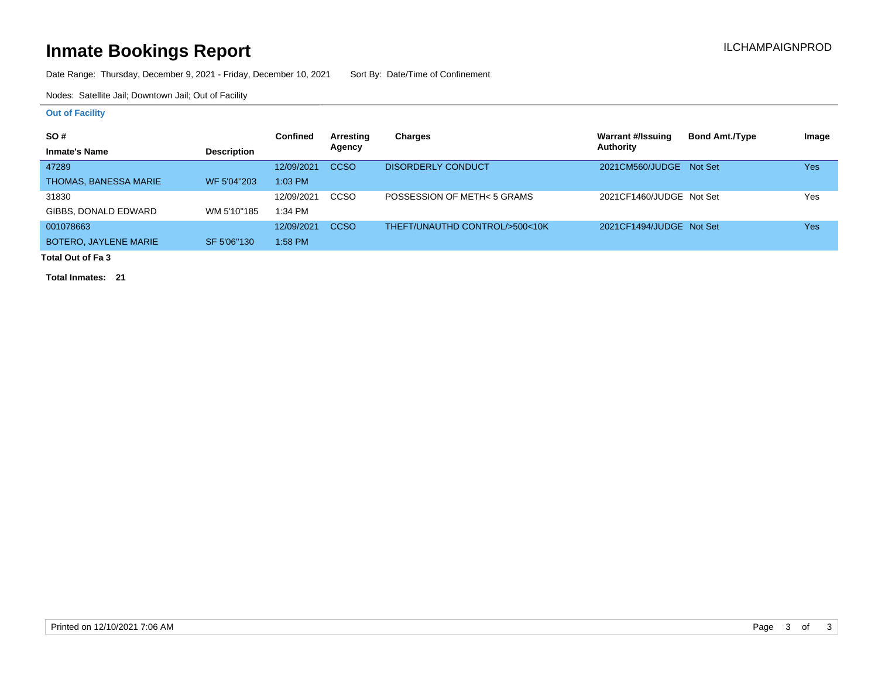# Inmate Bookings Report

ILCHAMPAIGNPROD

Date Range: Thursday, December 9, 2021 - Friday, December 10, 2021     Sort By: Date/Time of Confinement

Nodes: Satellite Jail; Downtown Jail; Out of Facility

### Out of Facility

| SO # / Inmate's Name | Description | Confined | Arresting Agency | Charges | Warrant #/Issuing Authority | Bond Amt./Type | Image |
|---|---|---|---|---|---|---|---|
| 47289 THOMAS, BANESSA MARIE | WF 5'04"203 | 12/09/2021 1:03 PM | CCSO | DISORDERLY CONDUCT | 2021CM560/JUDGE | Not Set | Yes |
| 31830 GIBBS, DONALD EDWARD | WM 5'10"185 | 12/09/2021 1:34 PM | CCSO | POSSESSION OF METH< 5 GRAMS | 2021CF1460/JUDGE | Not Set | Yes |
| 001078663 BOTERO, JAYLENE MARIE | SF 5'06"130 | 12/09/2021 1:58 PM | CCSO | THEFT/UNAUTHD CONTROL/>500<10K | 2021CF1494/JUDGE | Not Set | Yes |

**Total Out of Fa 3**

**Total Inmates: 21**

Printed on 12/10/2021 7:06 AM